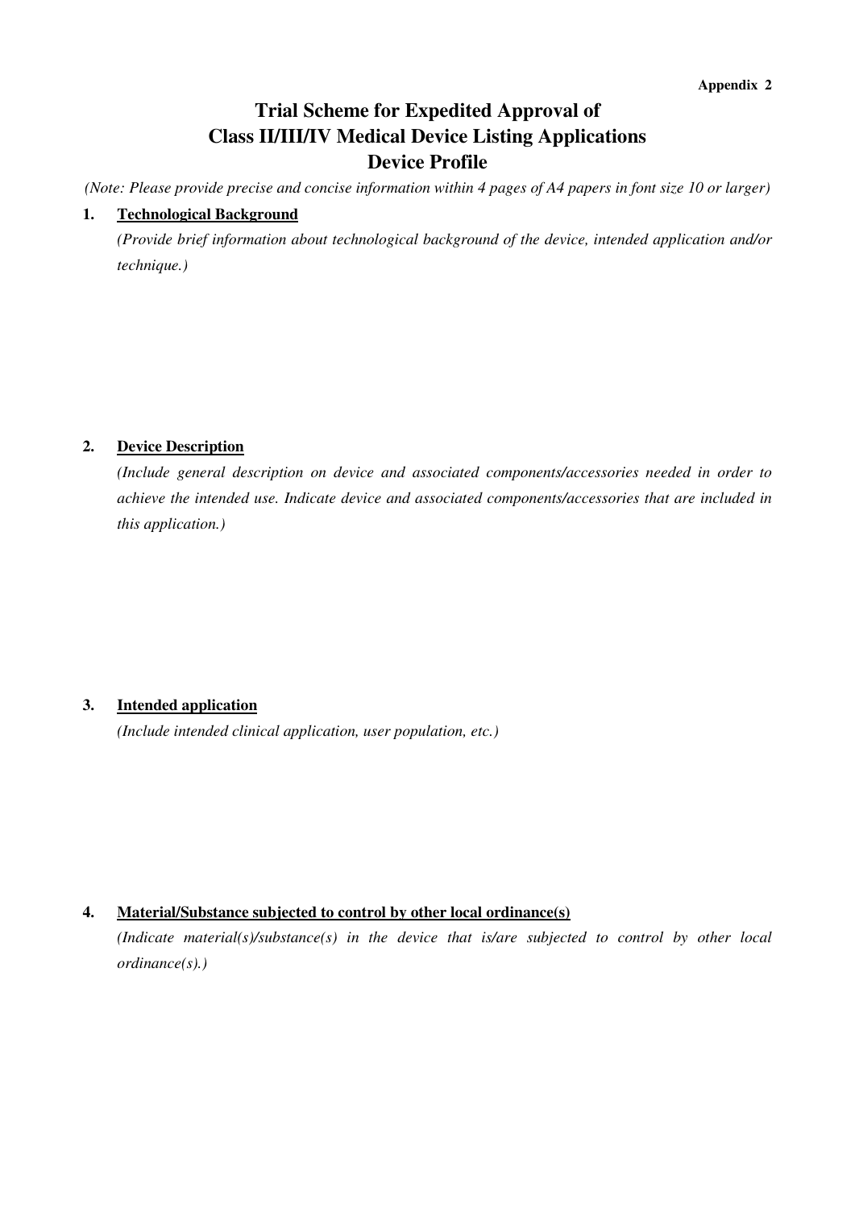**Appendix 2**

# Trial Scheme for Expedited Approval of Class II/III/IV Medical Device Listing Applications Device Profile

*(Note: Please provide precise and concise information within 4 pages of A4 papers in font size 10 or larger)*

**1. Technological Background**

*(Provide brief information about technological background of the device, intended application and/or technique.)*

**2. Device Description**

*(Include general description on device and associated components/accessories needed in order to achieve the intended use. Indicate device and associated components/accessories that are included in this application.)*

**3. Intended application**

*(Include intended clinical application, user population, etc.)*

**4. Material/Substance subjected to control by other local ordinance(s)**

*(Indicate material(s)/substance(s) in the device that is/are subjected to control by other local ordinance(s).)*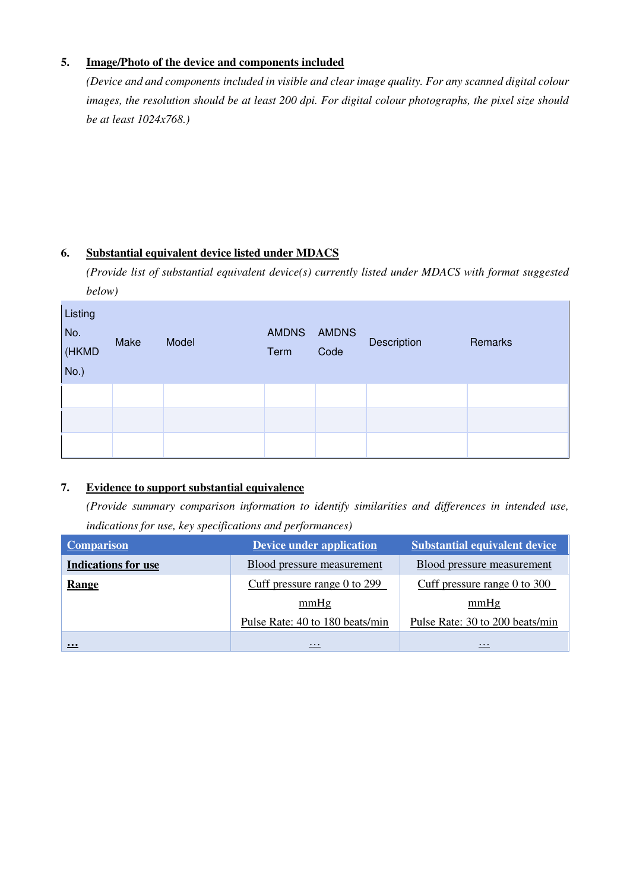5. **Image/Photo of the device and components included**

   *(Device and and components included in visible and clear image quality. For any scanned digital colour images, the resolution should be at least 200 dpi. For digital colour photographs, the pixel size should be at least 1024x768.)*

6. **Substantial equivalent device listed under MDACS**

   *(Provide list of substantial equivalent device(s) currently listed under MDACS with format suggested below)*

| Listing No. (HKMD No.) | Make | Model | AMDNS Term | AMDNS Code | Description | Remarks |
|---|---|---|---|---|---|---|
| | | | | | | |
| | | | | | | |
| | | | | | | |

7. **Evidence to support substantial equivalence**

   *(Provide summary comparison information to identify similarities and differences in intended use, indications for use, key specifications and performances)*

| Comparison | Device under application | Substantial equivalent device |
|---|---|---|
| **Indications for use** | Blood pressure measurement | Blood pressure measurement |
| **Range** | Cuff pressure range 0 to 299 mmHg<br>Pulse Rate: 40 to 180 beats/min | Cuff pressure range 0 to 300 mmHg<br>Pulse Rate: 30 to 200 beats/min |
| **…** | … | … |